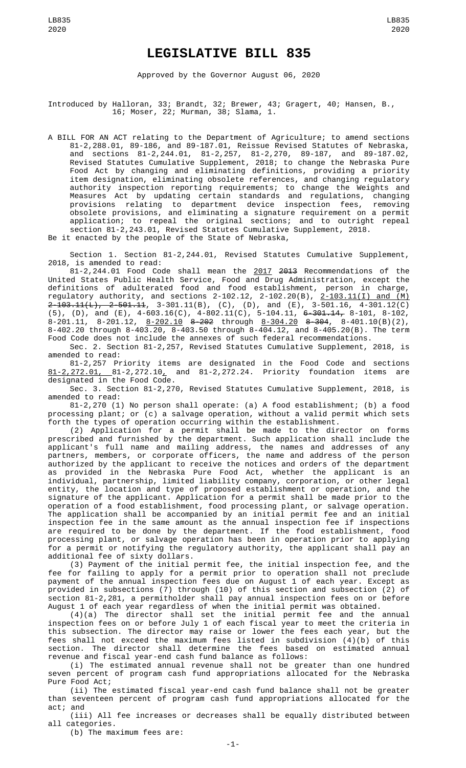# LEGISLATIVE BILL 835

Approved by the Governor August 06, 2020

Introduced by Halloran, 33; Brandt, 32; Brewer, 43; Gragert, 40; Hansen, B., 16; Moser, 22; Murman, 38; Slama, 1.

A BILL FOR AN ACT relating to the Department of Agriculture; to amend sections 81-2,288.01, 89-186, and 89-187.01, Reissue Revised Statutes of Nebraska, and sections 81-2,244.01, 81-2,257, 81-2,270, 89-187, and 89-187.02, Revised Statutes Cumulative Supplement, 2018; to change the Nebraska Pure Food Act by changing and eliminating definitions, providing a priority item designation, eliminating obsolete references, and changing regulatory authority inspection reporting requirements; to change the Weights and Measures Act by updating certain standards and regulations, changing provisions relating to department device inspection fees, removing obsolete provisions, and eliminating a signature requirement on a permit application; to repeal the original sections; and to outright repeal section 81-2,243.01, Revised Statutes Cumulative Supplement, 2018.

Be it enacted by the people of the State of Nebraska,

Section 1. Section 81-2,244.01, Revised Statutes Cumulative Supplement, 2018, is amended to read:

81-2,244.01 Food Code shall mean the <u>2017</u> ~~2013~~ Recommendations of the United States Public Health Service, Food and Drug Administration, except the definitions of adulterated food and food establishment, person in charge, regulatory authority, and sections 2-102.12, 2-102.20(B), <u>2-103.11(I) and (M)</u> ~~2-103.11(L), 2-501.11~~, 3-301.11(B), (C), (D), and (E), 3-501.16, 4-301.12(C)(5), (D), and (E), 4-603.16(C), 4-802.11(C), 5-104.11, ~~6-301.14,~~ 8-101, 8-102, 8-201.11, 8-201.12, <u>8-202.10</u> ~~8-202~~ through <u>8-304.20</u> ~~8-304~~, 8-401.10(B)(2), 8-402.20 through 8-403.20, 8-403.50 through 8-404.12, and 8-405.20(B). The term Food Code does not include the annexes of such federal recommendations.

Sec. 2. Section 81-2,257, Revised Statutes Cumulative Supplement, 2018, is amended to read:

81-2,257 Priority items are designated in the Food Code and sections <u>81-2,272.01,</u> 81-2,272.10<u>,</u> and 81-2,272.24. Priority foundation items are designated in the Food Code.

Sec. 3. Section 81-2,270, Revised Statutes Cumulative Supplement, 2018, is amended to read:

81-2,270 (1) No person shall operate: (a) A food establishment; (b) a food processing plant; or (c) a salvage operation, without a valid permit which sets forth the types of operation occurring within the establishment.

(2) Application for a permit shall be made to the director on forms prescribed and furnished by the department. Such application shall include the applicant's full name and mailing address, the names and addresses of any partners, members, or corporate officers, the name and address of the person authorized by the applicant to receive the notices and orders of the department as provided in the Nebraska Pure Food Act, whether the applicant is an individual, partnership, limited liability company, corporation, or other legal entity, the location and type of proposed establishment or operation, and the signature of the applicant. Application for a permit shall be made prior to the operation of a food establishment, food processing plant, or salvage operation. The application shall be accompanied by an initial permit fee and an initial inspection fee in the same amount as the annual inspection fee if inspections are required to be done by the department. If the food establishment, food processing plant, or salvage operation has been in operation prior to applying for a permit or notifying the regulatory authority, the applicant shall pay an additional fee of sixty dollars.

(3) Payment of the initial permit fee, the initial inspection fee, and the fee for failing to apply for a permit prior to operation shall not preclude payment of the annual inspection fees due on August 1 of each year. Except as provided in subsections (7) through (10) of this section and subsection (2) of section 81-2,281, a permitholder shall pay annual inspection fees on or before August 1 of each year regardless of when the initial permit was obtained.

(4)(a) The director shall set the initial permit fee and the annual inspection fees on or before July 1 of each fiscal year to meet the criteria in this subsection. The director may raise or lower the fees each year, but the fees shall not exceed the maximum fees listed in subdivision (4)(b) of this section. The director shall determine the fees based on estimated annual revenue and fiscal year-end cash fund balance as follows:

(i) The estimated annual revenue shall not be greater than one hundred seven percent of program cash fund appropriations allocated for the Nebraska Pure Food Act;

(ii) The estimated fiscal year-end cash fund balance shall not be greater than seventeen percent of program cash fund appropriations allocated for the act; and

(iii) All fee increases or decreases shall be equally distributed between all categories.

(b) The maximum fees are: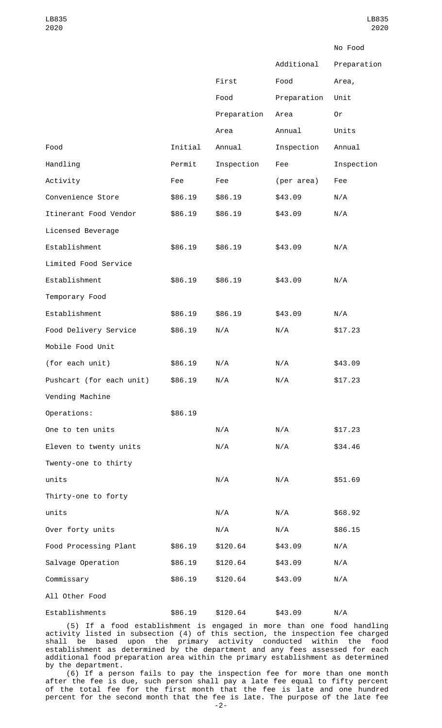| Food Handling Activity | Initial Permit Fee | First Food Preparation Area Annual Inspection Fee | Additional Food Preparation Area Annual Inspection Fee (per area) | No Food Preparation Area, Unit Or Units Annual Inspection Fee |
|---|---|---|---|---|
| Convenience Store | $86.19 | $86.19 | $43.09 | N/A |
| Itinerant Food Vendor | $86.19 | $86.19 | $43.09 | N/A |
| Licensed Beverage Establishment | $86.19 | $86.19 | $43.09 | N/A |
| Limited Food Service Establishment | $86.19 | $86.19 | $43.09 | N/A |
| Temporary Food Establishment | $86.19 | $86.19 | $43.09 | N/A |
| Food Delivery Service | $86.19 | N/A | N/A | $17.23 |
| Mobile Food Unit (for each unit) | $86.19 | N/A | N/A | $43.09 |
| Pushcart (for each unit) | $86.19 | N/A | N/A | $17.23 |
| Vending Machine Operations: | $86.19 | | | |
| One to ten units | | N/A | N/A | $17.23 |
| Eleven to twenty units | | N/A | N/A | $34.46 |
| Twenty-one to thirty units | | N/A | N/A | $51.69 |
| Thirty-one to forty units | | N/A | N/A | $68.92 |
| Over forty units | | N/A | N/A | $86.15 |
| Food Processing Plant | $86.19 | $120.64 | $43.09 | N/A |
| Salvage Operation | $86.19 | $120.64 | $43.09 | N/A |
| Commissary | $86.19 | $120.64 | $43.09 | N/A |
| All Other Food Establishments | $86.19 | $120.64 | $43.09 | N/A |

(5) If a food establishment is engaged in more than one food handling activity listed in subsection (4) of this section, the inspection fee charged shall be based upon the primary activity conducted within the food establishment as determined by the department and any fees assessed for each additional food preparation area within the primary establishment as determined by the department.

(6) If a person fails to pay the inspection fee for more than one month after the fee is due, such person shall pay a late fee equal to fifty percent of the total fee for the first month that the fee is late and one hundred percent for the second month that the fee is late. The purpose of the late fee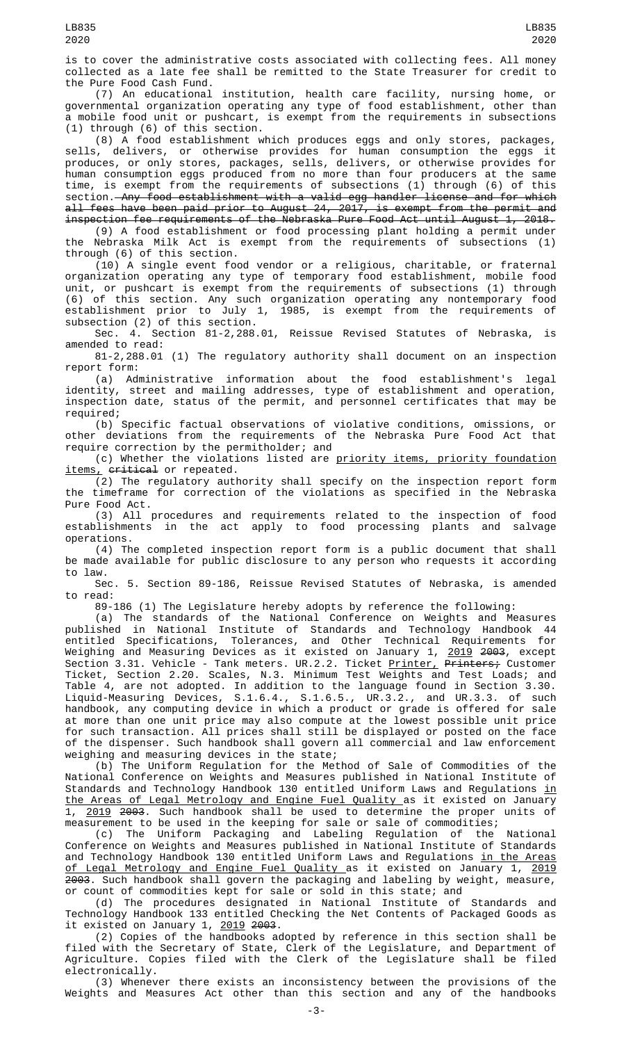is to cover the administrative costs associated with collecting fees. All money collected as a late fee shall be remitted to the State Treasurer for credit to the Pure Food Cash Fund.

(7) An educational institution, health care facility, nursing home, or governmental organization operating any type of food establishment, other than a mobile food unit or pushcart, is exempt from the requirements in subsections (1) through (6) of this section.

(8) A food establishment which produces eggs and only stores, packages, sells, delivers, or otherwise provides for human consumption the eggs it produces, or only stores, packages, sells, delivers, or otherwise provides for human consumption eggs produced from no more than four producers at the same time, is exempt from the requirements of subsections (1) through (6) of this section. ~~Any food establishment with a valid egg handler license and for which all fees have been paid prior to August 24, 2017, is exempt from the permit and inspection fee requirements of the Nebraska Pure Food Act until August 1, 2018.~~

(9) A food establishment or food processing plant holding a permit under the Nebraska Milk Act is exempt from the requirements of subsections (1) through (6) of this section.

(10) A single event food vendor or a religious, charitable, or fraternal organization operating any type of temporary food establishment, mobile food unit, or pushcart is exempt from the requirements of subsections (1) through (6) of this section. Any such organization operating any nontemporary food establishment prior to July 1, 1985, is exempt from the requirements of subsection (2) of this section.

Sec. 4. Section 81-2,288.01, Reissue Revised Statutes of Nebraska, is amended to read:

81-2,288.01 (1) The regulatory authority shall document on an inspection report form:

(a) Administrative information about the food establishment's legal identity, street and mailing addresses, type of establishment and operation, inspection date, status of the permit, and personnel certificates that may be required;

(b) Specific factual observations of violative conditions, omissions, or other deviations from the requirements of the Nebraska Pure Food Act that require correction by the permitholder; and

(c) Whether the violations listed are <u>priority items, priority foundation items,</u> ~~critical~~ or repeated.

(2) The regulatory authority shall specify on the inspection report form the timeframe for correction of the violations as specified in the Nebraska Pure Food Act.

(3) All procedures and requirements related to the inspection of food establishments in the act apply to food processing plants and salvage operations.

(4) The completed inspection report form is a public document that shall be made available for public disclosure to any person who requests it according to law.

Sec. 5. Section 89-186, Reissue Revised Statutes of Nebraska, is amended to read:

89-186 (1) The Legislature hereby adopts by reference the following:

(a) The standards of the National Conference on Weights and Measures published in National Institute of Standards and Technology Handbook 44 entitled Specifications, Tolerances, and Other Technical Requirements for Weighing and Measuring Devices as it existed on January 1, <u>2019</u> ~~2003~~, except Section 3.31. Vehicle - Tank meters. UR.2.2. Ticket <u>Printer,</u> ~~Printers;~~ Customer Ticket, Section 2.20. Scales, N.3. Minimum Test Weights and Test Loads; and Table 4, are not adopted. In addition to the language found in Section 3.30. Liquid-Measuring Devices, S.1.6.4., S.1.6.5., UR.3.2., and UR.3.3. of such handbook, any computing device in which a product or grade is offered for sale at more than one unit price may also compute at the lowest possible unit price for such transaction. All prices shall still be displayed or posted on the face of the dispenser. Such handbook shall govern all commercial and law enforcement weighing and measuring devices in the state;

(b) The Uniform Regulation for the Method of Sale of Commodities of the National Conference on Weights and Measures published in National Institute of Standards and Technology Handbook 130 entitled Uniform Laws and Regulations <u>in the Areas of Legal Metrology and Engine Fuel Quality</u> as it existed on January 1, <u>2019</u> ~~2003~~. Such handbook shall be used to determine the proper units of measurement to be used in the keeping for sale or sale of commodities;

(c) The Uniform Packaging and Labeling Regulation of the National Conference on Weights and Measures published in National Institute of Standards and Technology Handbook 130 entitled Uniform Laws and Regulations <u>in the Areas of Legal Metrology and Engine Fuel Quality</u> as it existed on January 1, <u>2019</u> ~~2003~~. Such handbook shall govern the packaging and labeling by weight, measure, or count of commodities kept for sale or sold in this state; and

(d) The procedures designated in National Institute of Standards and Technology Handbook 133 entitled Checking the Net Contents of Packaged Goods as it existed on January 1, <u>2019</u> ~~2003~~.

(2) Copies of the handbooks adopted by reference in this section shall be filed with the Secretary of State, Clerk of the Legislature, and Department of Agriculture. Copies filed with the Clerk of the Legislature shall be filed electronically.

(3) Whenever there exists an inconsistency between the provisions of the Weights and Measures Act other than this section and any of the handbooks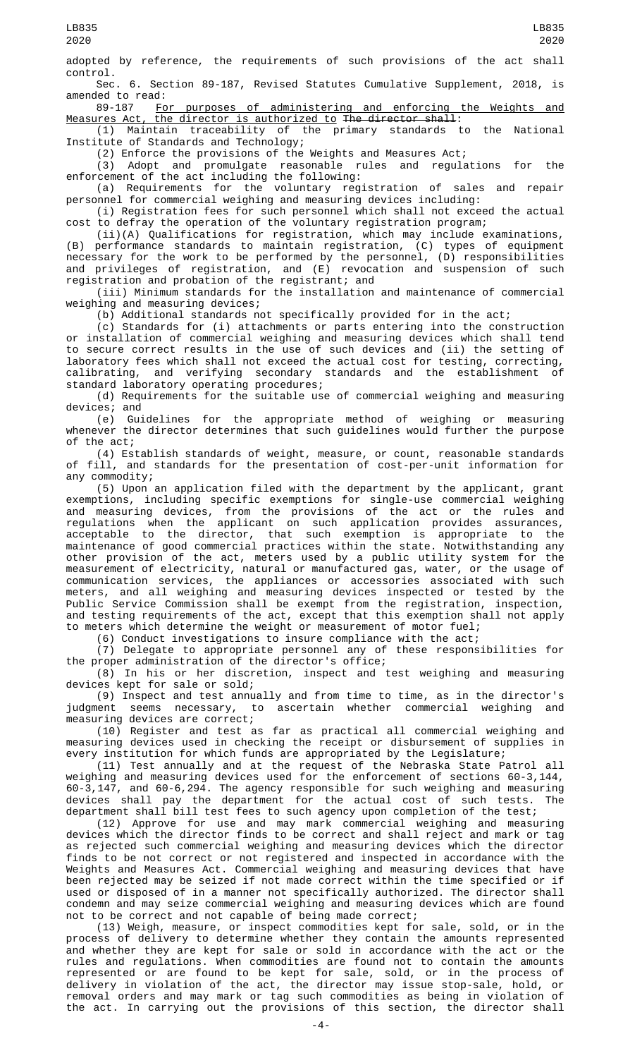adopted by reference, the requirements of such provisions of the act shall control.

Sec. 6. Section 89-187, Revised Statutes Cumulative Supplement, 2018, is amended to read:

89-187 For purposes of administering and enforcing the Weights and Measures Act, the director is authorized to ~~The director shall~~:

(1) Maintain traceability of the primary standards to the National Institute of Standards and Technology;

(2) Enforce the provisions of the Weights and Measures Act;

(3) Adopt and promulgate reasonable rules and regulations for the enforcement of the act including the following:

(a) Requirements for the voluntary registration of sales and repair personnel for commercial weighing and measuring devices including:

(i) Registration fees for such personnel which shall not exceed the actual cost to defray the operation of the voluntary registration program;

(ii)(A) Qualifications for registration, which may include examinations, (B) performance standards to maintain registration, (C) types of equipment necessary for the work to be performed by the personnel, (D) responsibilities and privileges of registration, and (E) revocation and suspension of such registration and probation of the registrant; and

(iii) Minimum standards for the installation and maintenance of commercial weighing and measuring devices;

(b) Additional standards not specifically provided for in the act;

(c) Standards for (i) attachments or parts entering into the construction or installation of commercial weighing and measuring devices which shall tend to secure correct results in the use of such devices and (ii) the setting of laboratory fees which shall not exceed the actual cost for testing, correcting, calibrating, and verifying secondary standards and the establishment of standard laboratory operating procedures;

(d) Requirements for the suitable use of commercial weighing and measuring devices; and

(e) Guidelines for the appropriate method of weighing or measuring whenever the director determines that such guidelines would further the purpose of the act;

(4) Establish standards of weight, measure, or count, reasonable standards of fill, and standards for the presentation of cost-per-unit information for any commodity;

(5) Upon an application filed with the department by the applicant, grant exemptions, including specific exemptions for single-use commercial weighing and measuring devices, from the provisions of the act or the rules and regulations when the applicant on such application provides assurances, acceptable to the director, that such exemption is appropriate to the maintenance of good commercial practices within the state. Notwithstanding any other provision of the act, meters used by a public utility system for the measurement of electricity, natural or manufactured gas, water, or the usage of communication services, the appliances or accessories associated with such meters, and all weighing and measuring devices inspected or tested by the Public Service Commission shall be exempt from the registration, inspection, and testing requirements of the act, except that this exemption shall not apply to meters which determine the weight or measurement of motor fuel;

(6) Conduct investigations to insure compliance with the act;

(7) Delegate to appropriate personnel any of these responsibilities for the proper administration of the director's office;

(8) In his or her discretion, inspect and test weighing and measuring devices kept for sale or sold;

(9) Inspect and test annually and from time to time, as in the director's judgment seems necessary, to ascertain whether commercial weighing and measuring devices are correct;

(10) Register and test as far as practical all commercial weighing and measuring devices used in checking the receipt or disbursement of supplies in every institution for which funds are appropriated by the Legislature;

(11) Test annually and at the request of the Nebraska State Patrol all weighing and measuring devices used for the enforcement of sections 60-3,144, 60-3,147, and 60-6,294. The agency responsible for such weighing and measuring devices shall pay the department for the actual cost of such tests. The department shall bill test fees to such agency upon completion of the test;

(12) Approve for use and may mark commercial weighing and measuring devices which the director finds to be correct and shall reject and mark or tag as rejected such commercial weighing and measuring devices which the director finds to be not correct or not registered and inspected in accordance with the Weights and Measures Act. Commercial weighing and measuring devices that have been rejected may be seized if not made correct within the time specified or if used or disposed of in a manner not specifically authorized. The director shall condemn and may seize commercial weighing and measuring devices which are found not to be correct and not capable of being made correct;

(13) Weigh, measure, or inspect commodities kept for sale, sold, or in the process of delivery to determine whether they contain the amounts represented and whether they are kept for sale or sold in accordance with the act or the rules and regulations. When commodities are found not to contain the amounts represented or are found to be kept for sale, sold, or in the process of delivery in violation of the act, the director may issue stop-sale, hold, or removal orders and may mark or tag such commodities as being in violation of the act. In carrying out the provisions of this section, the director shall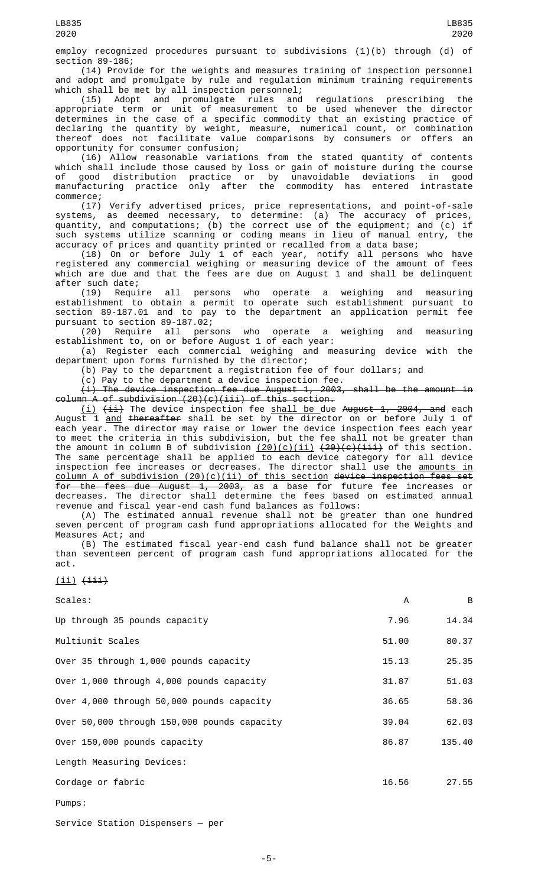employ recognized procedures pursuant to subdivisions (1)(b) through (d) of section 89-186;

(14) Provide for the weights and measures training of inspection personnel and adopt and promulgate by rule and regulation minimum training requirements which shall be met by all inspection personnel;

(15) Adopt and promulgate rules and regulations prescribing the appropriate term or unit of measurement to be used whenever the director determines in the case of a specific commodity that an existing practice of declaring the quantity by weight, measure, numerical count, or combination thereof does not facilitate value comparisons by consumers or offers an opportunity for consumer confusion;

(16) Allow reasonable variations from the stated quantity of contents which shall include those caused by loss or gain of moisture during the course of good distribution practice or by unavoidable deviations in good manufacturing practice only after the commodity has entered intrastate commerce;

(17) Verify advertised prices, price representations, and point-of-sale systems, as deemed necessary, to determine: (a) The accuracy of prices, quantity, and computations; (b) the correct use of the equipment; and (c) if such systems utilize scanning or coding means in lieu of manual entry, the accuracy of prices and quantity printed or recalled from a data base;

(18) On or before July 1 of each year, notify all persons who have registered any commercial weighing or measuring device of the amount of fees which are due and that the fees are due on August 1 and shall be delinquent after such date;

(19) Require all persons who operate a weighing and measuring establishment to obtain a permit to operate such establishment pursuant to section 89-187.01 and to pay to the department an application permit fee pursuant to section 89-187.02;

(20) Require all persons who operate a weighing and measuring establishment to, on or before August 1 of each year:

(a) Register each commercial weighing and measuring device with the department upon forms furnished by the director;

(b) Pay to the department a registration fee of four dollars; and

(c) Pay to the department a device inspection fee.

~~(i) The device inspection fee due August 1, 2003, shall be the amount in column A of subdivision (20)(c)(iii) of this section.~~

(i) ~~(ii)~~ The device inspection fee shall be due ~~August 1, 2004, and~~ each August 1 and ~~thereafter~~ shall be set by the director on or before July 1 of each year. The director may raise or lower the device inspection fees each year to meet the criteria in this subdivision, but the fee shall not be greater than the amount in column B of subdivision (20)(c)(ii) ~~(20)(c)(iii)~~ of this section. The same percentage shall be applied to each device category for all device inspection fee increases or decreases. The director shall use the amounts in column A of subdivision (20)(c)(ii) of this section ~~device inspection fees set for the fees due August 1, 2003,~~ as a base for future fee increases or decreases. The director shall determine the fees based on estimated annual revenue and fiscal year-end cash fund balances as follows:

(A) The estimated annual revenue shall not be greater than one hundred seven percent of program cash fund appropriations allocated for the Weights and Measures Act; and

(B) The estimated fiscal year-end cash fund balance shall not be greater than seventeen percent of program cash fund appropriations allocated for the act.

(ii) ~~(iii)~~

| Scales: | A | B |
|---|---|---|
| Up through 35 pounds capacity | 7.96 | 14.34 |
| Multiunit Scales | 51.00 | 80.37 |
| Over 35 through 1,000 pounds capacity | 15.13 | 25.35 |
| Over 1,000 through 4,000 pounds capacity | 31.87 | 51.03 |
| Over 4,000 through 50,000 pounds capacity | 36.65 | 58.36 |
| Over 50,000 through 150,000 pounds capacity | 39.04 | 62.03 |
| Over 150,000 pounds capacity | 86.87 | 135.40 |
| Length Measuring Devices: | | |
| Cordage or fabric | 16.56 | 27.55 |
| Pumps: | | |
| Service Station Dispensers — per | | |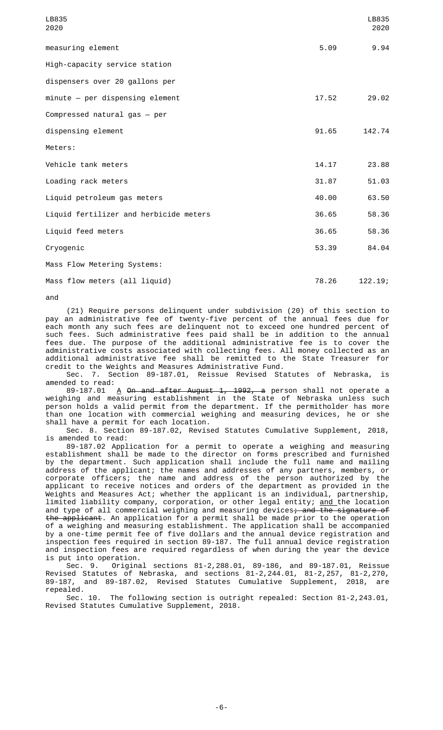| | | |
| --- | --- | --- |
| measuring element | 5.09 | 9.94 |
| High-capacity service station | | |
| dispensers over 20 gallons per | | |
| minute — per dispensing element | 17.52 | 29.02 |
| Compressed natural gas — per | | |
| dispensing element | 91.65 | 142.74 |
| Meters: | | |
| Vehicle tank meters | 14.17 | 23.88 |
| Loading rack meters | 31.87 | 51.03 |
| Liquid petroleum gas meters | 40.00 | 63.50 |
| Liquid fertilizer and herbicide meters | 36.65 | 58.36 |
| Liquid feed meters | 36.65 | 58.36 |
| Cryogenic | 53.39 | 84.04 |
| Mass Flow Metering Systems: | | |
| Mass flow meters (all liquid) | 78.26 | 122.19; |

and

(21) Require persons delinquent under subdivision (20) of this section to pay an administrative fee of twenty-five percent of the annual fees due for each month any such fees are delinquent not to exceed one hundred percent of such fees. Such administrative fees paid shall be in addition to the annual fees due. The purpose of the additional administrative fee is to cover the administrative costs associated with collecting fees. All money collected as an additional administrative fee shall be remitted to the State Treasurer for credit to the Weights and Measures Administrative Fund.

Sec. 7. Section 89-187.01, Reissue Revised Statutes of Nebraska, is amended to read:

89-187.01 A ~~On and after August 1, 1992, a~~ person shall not operate a weighing and measuring establishment in the State of Nebraska unless such person holds a valid permit from the department. If the permitholder has more than one location with commercial weighing and measuring devices, he or she shall have a permit for each location.

Sec. 8. Section 89-187.02, Revised Statutes Cumulative Supplement, 2018, is amended to read:

89-187.02 Application for a permit to operate a weighing and measuring establishment shall be made to the director on forms prescribed and furnished by the department. Such application shall include the full name and mailing address of the applicant; the names and addresses of any partners, members, or corporate officers; the name and address of the person authorized by the applicant to receive notices and orders of the department as provided in the Weights and Measures Act; whether the applicant is an individual, partnership, limited liability company, corporation, or other legal entity; and the location and type of all commercial weighing and measuring devices~~; and the signature of the applicant~~. An application for a permit shall be made prior to the operation of a weighing and measuring establishment. The application shall be accompanied by a one-time permit fee of five dollars and the annual device registration and inspection fees required in section 89-187. The full annual device registration and inspection fees are required regardless of when during the year the device is put into operation.

Sec. 9. Original sections 81-2,288.01, 89-186, and 89-187.01, Reissue Revised Statutes of Nebraska, and sections 81-2,244.01, 81-2,257, 81-2,270, 89-187, and 89-187.02, Revised Statutes Cumulative Supplement, 2018, are repealed.

Sec. 10. The following section is outright repealed: Section 81-2,243.01, Revised Statutes Cumulative Supplement, 2018.